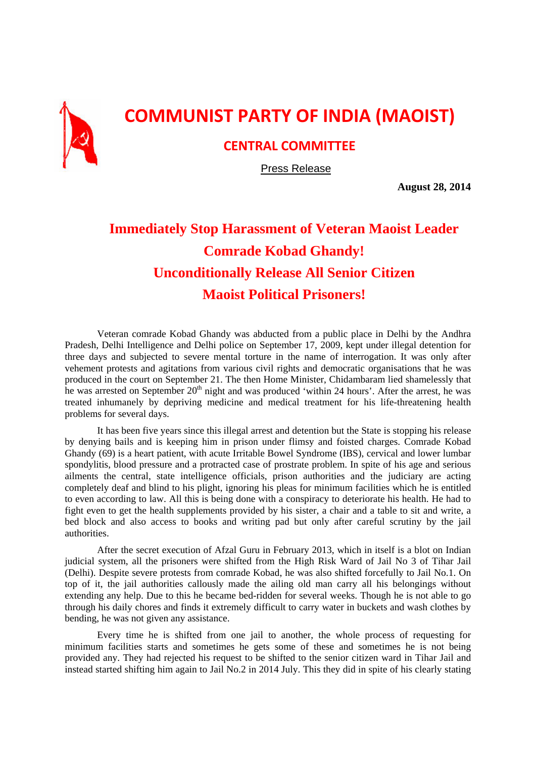# COMMUNIST PARTY OF INDIA (MAOIST)

## CENTRAL COMMITTEE

Press Release

**August 28, 2014**

## Immediately Stop Harassment of Veteran Maoist Leader Comrade Kobad Ghandy! Unconditionally Release All Senior Citizen Maoist Political Prisoners!

Veteran comrade Kobad Ghandy was abducted from a public place in Delhi by the Andhra Pradesh, Delhi Intelligence and Delhi police on September 17, 2009, kept under illegal detention for three days and subjected to severe mental torture in the name of interrogation. It was only after vehement protests and agitations from various civil rights and democratic organisations that he was produced in the court on September 21. The then Home Minister, Chidambaram lied shamelessly that he was arrested on September 20th night and was produced 'within 24 hours'. After the arrest, he was treated inhumanely by depriving medicine and medical treatment for his life-threatening health problems for several days.

It has been five years since this illegal arrest and detention but the State is stopping his release by denying bails and is keeping him in prison under flimsy and foisted charges. Comrade Kobad Ghandy (69) is a heart patient, with acute Irritable Bowel Syndrome (IBS), cervical and lower lumbar spondylitis, blood pressure and a protracted case of prostrate problem. In spite of his age and serious ailments the central, state intelligence officials, prison authorities and the judiciary are acting completely deaf and blind to his plight, ignoring his pleas for minimum facilities which he is entitled to even according to law. All this is being done with a conspiracy to deteriorate his health. He had to fight even to get the health supplements provided by his sister, a chair and a table to sit and write, a bed block and also access to books and writing pad but only after careful scrutiny by the jail authorities.

After the secret execution of Afzal Guru in February 2013, which in itself is a blot on Indian judicial system, all the prisoners were shifted from the High Risk Ward of Jail No 3 of Tihar Jail (Delhi). Despite severe protests from comrade Kobad, he was also shifted forcefully to Jail No.1. On top of it, the jail authorities callously made the ailing old man carry all his belongings without extending any help. Due to this he became bed-ridden for several weeks. Though he is not able to go through his daily chores and finds it extremely difficult to carry water in buckets and wash clothes by bending, he was not given any assistance.

Every time he is shifted from one jail to another, the whole process of requesting for minimum facilities starts and sometimes he gets some of these and sometimes he is not being provided any. They had rejected his request to be shifted to the senior citizen ward in Tihar Jail and instead started shifting him again to Jail No.2 in 2014 July. This they did in spite of his clearly stating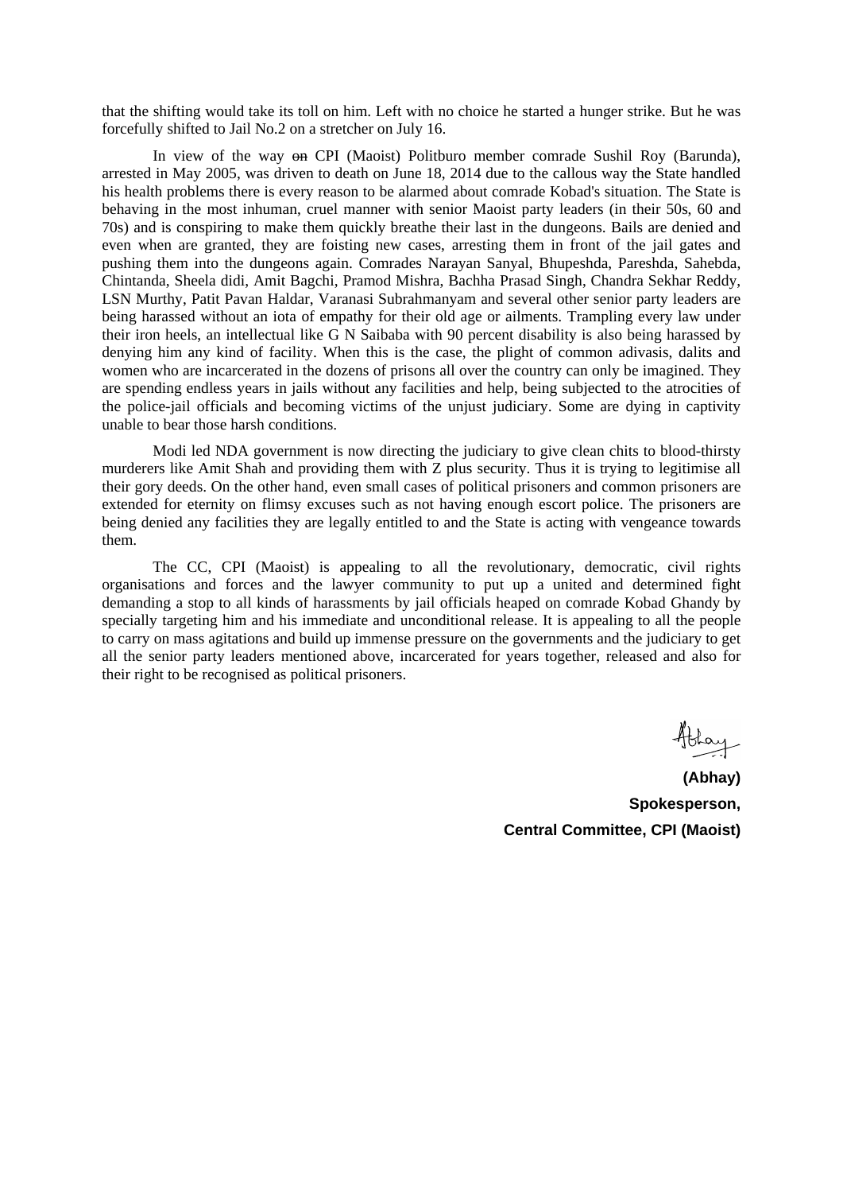that the shifting would take its toll on him. Left with no choice he started a hunger strike. But he was forcefully shifted to Jail No.2 on a stretcher on July 16.

In view of the way ~~on~~ CPI (Maoist) Politburo member comrade Sushil Roy (Barunda), arrested in May 2005, was driven to death on June 18, 2014 due to the callous way the State handled his health problems there is every reason to be alarmed about comrade Kobad's situation. The State is behaving in the most inhuman, cruel manner with senior Maoist party leaders (in their 50s, 60 and 70s) and is conspiring to make them quickly breathe their last in the dungeons. Bails are denied and even when are granted, they are foisting new cases, arresting them in front of the jail gates and pushing them into the dungeons again. Comrades Narayan Sanyal, Bhupeshda, Pareshda, Sahebda, Chintanda, Sheela didi, Amit Bagchi, Pramod Mishra, Bachha Prasad Singh, Chandra Sekhar Reddy, LSN Murthy, Patit Pavan Haldar, Varanasi Subrahmanyam and several other senior party leaders are being harassed without an iota of empathy for their old age or ailments. Trampling every law under their iron heels, an intellectual like G N Saibaba with 90 percent disability is also being harassed by denying him any kind of facility. When this is the case, the plight of common adivasis, dalits and women who are incarcerated in the dozens of prisons all over the country can only be imagined. They are spending endless years in jails without any facilities and help, being subjected to the atrocities of the police-jail officials and becoming victims of the unjust judiciary. Some are dying in captivity unable to bear those harsh conditions.

Modi led NDA government is now directing the judiciary to give clean chits to blood-thirsty murderers like Amit Shah and providing them with Z plus security. Thus it is trying to legitimise all their gory deeds. On the other hand, even small cases of political prisoners and common prisoners are extended for eternity on flimsy excuses such as not having enough escort police. The prisoners are being denied any facilities they are legally entitled to and the State is acting with vengeance towards them.

The CC, CPI (Maoist) is appealing to all the revolutionary, democratic, civil rights organisations and forces and the lawyer community to put up a united and determined fight demanding a stop to all kinds of harassments by jail officials heaped on comrade Kobad Ghandy by specially targeting him and his immediate and unconditional release. It is appealing to all the people to carry on mass agitations and build up immense pressure on the governments and the judiciary to get all the senior party leaders mentioned above, incarcerated for years together, released and also for their right to be recognised as political prisoners.

Abhay

**(Abhay)**
**Spokesperson,**
**Central Committee, CPI (Maoist)**